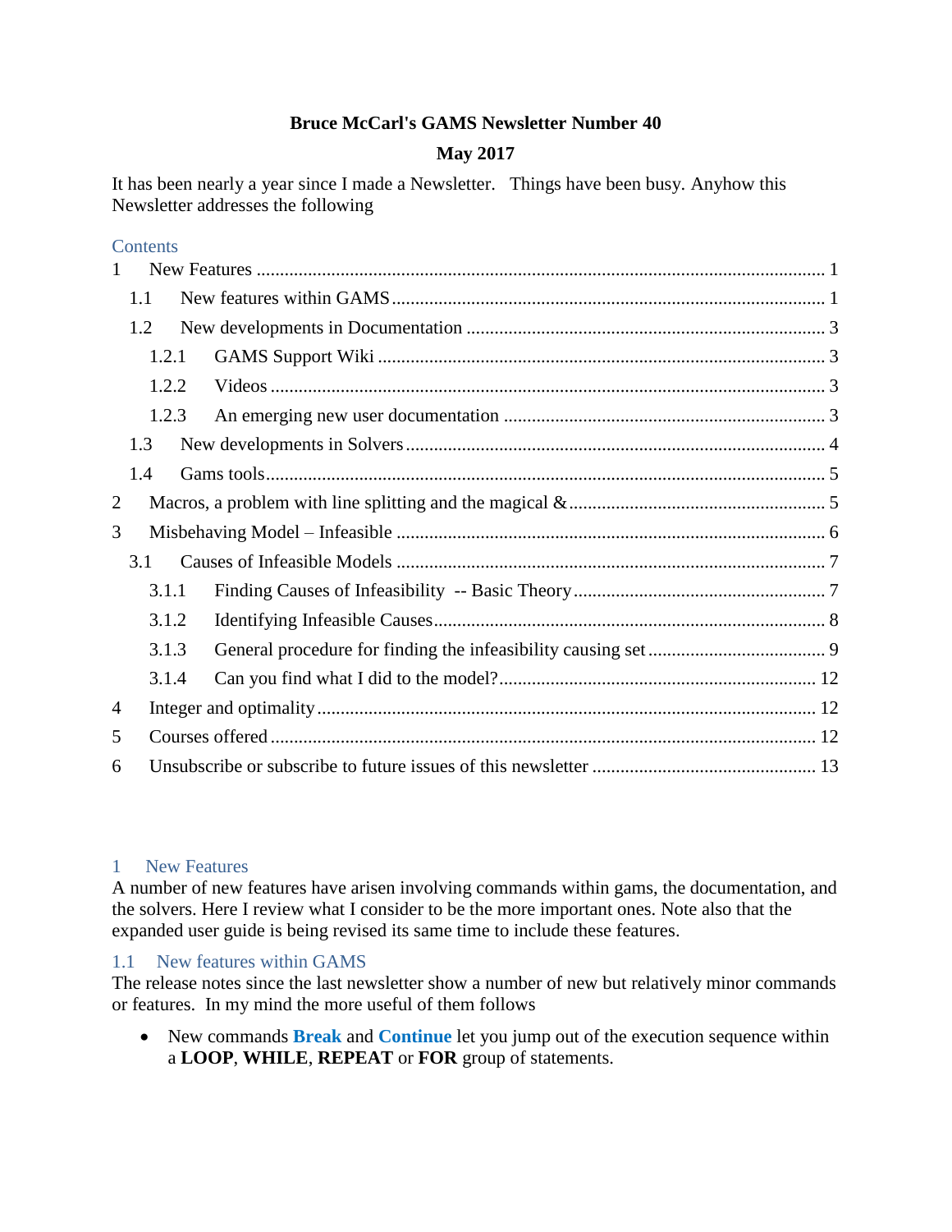# Bruce McCarl's GAMS Newsletter Number 40

**May 2017**

It has been nearly a year since I made a Newsletter. Things have been busy. Anyhow this Newsletter addresses the following

## Contents

1 New Features ........................................................................ 1
- 1.1 New features within GAMS ........................................................................ 1
- 1.2 New developments in Documentation ........................................................................ 3
  - 1.2.1 GAMS Support Wiki ........................................................................ 3
  - 1.2.2 Videos ........................................................................ 3
  - 1.2.3 An emerging new user documentation ........................................................................ 3
- 1.3 New developments in Solvers ........................................................................ 4
- 1.4 Gams tools ........................................................................ 5

2 Macros, a problem with line splitting and the magical & ........................................................................ 5

3 Misbehaving Model – Infeasible ........................................................................ 6
- 3.1 Causes of Infeasible Models ........................................................................ 7
  - 3.1.1 Finding Causes of Infeasibility -- Basic Theory ........................................................................ 7
  - 3.1.2 Identifying Infeasible Causes ........................................................................ 8
  - 3.1.3 General procedure for finding the infeasibility causing set ........................................................................ 9
  - 3.1.4 Can you find what I did to the model? ........................................................................ 12

4 Integer and optimality ........................................................................ 12

5 Courses offered ........................................................................ 12

6 Unsubscribe or subscribe to future issues of this newsletter ........................................................................ 13

## 1 New Features

A number of new features have arisen involving commands within gams, the documentation, and the solvers. Here I review what I consider to be the more important ones. Note also that the expanded user guide is being revised its same time to include these features.

### 1.1 New features within GAMS

The release notes since the last newsletter show a number of new but relatively minor commands or features. In my mind the more useful of them follows

- New commands **Break** and **Continue** let you jump out of the execution sequence within a **LOOP**, **WHILE**, **REPEAT** or **FOR** group of statements.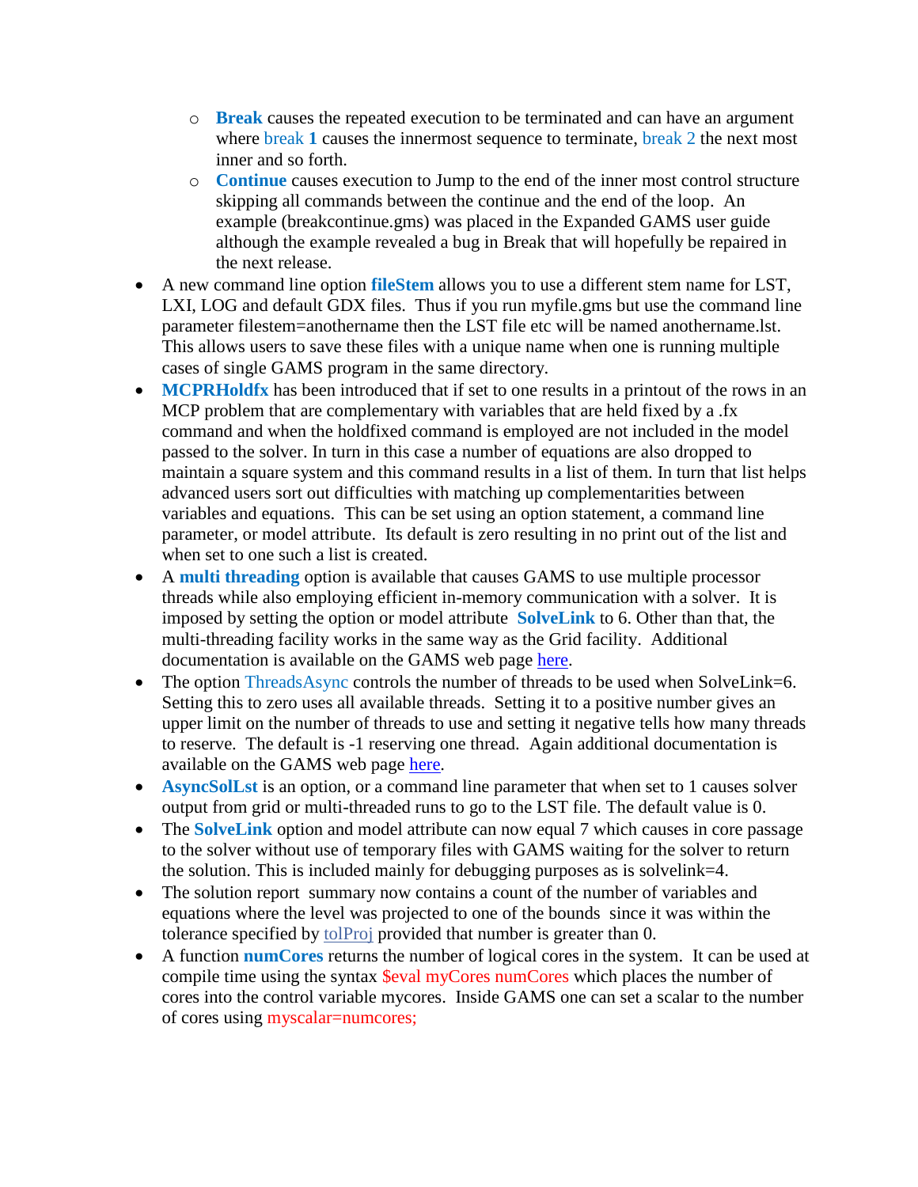- **Break** causes the repeated execution to be terminated and can have an argument where break **1** causes the innermost sequence to terminate, break 2 the next most inner and so forth.
  - **Continue** causes execution to Jump to the end of the inner most control structure skipping all commands between the continue and the end of the loop. An example (breakcontinue.gms) was placed in the Expanded GAMS user guide although the example revealed a bug in Break that will hopefully be repaired in the next release.
- A new command line option **fileStem** allows you to use a different stem name for LST, LXI, LOG and default GDX files. Thus if you run myfile.gms but use the command line parameter filestem=anothername then the LST file etc will be named anothername.lst. This allows users to save these files with a unique name when one is running multiple cases of single GAMS program in the same directory.
- **MCPRHoldfx** has been introduced that if set to one results in a printout of the rows in an MCP problem that are complementary with variables that are held fixed by a .fx command and when the holdfixed command is employed are not included in the model passed to the solver. In turn in this case a number of equations are also dropped to maintain a square system and this command results in a list of them. In turn that list helps advanced users sort out difficulties with matching up complementarities between variables and equations. This can be set using an option statement, a command line parameter, or model attribute. Its default is zero resulting in no print out of the list and when set to one such a list is created.
- A **multi threading** option is available that causes GAMS to use multiple processor threads while also employing efficient in-memory communication with a solver. It is imposed by setting the option or model attribute **SolveLink** to 6. Other than that, the multi-threading facility works in the same way as the Grid facility. Additional documentation is available on the GAMS web page [here](#).
- The option ThreadsAsync controls the number of threads to be used when SolveLink=6. Setting this to zero uses all available threads. Setting it to a positive number gives an upper limit on the number of threads to use and setting it negative tells how many threads to reserve. The default is -1 reserving one thread. Again additional documentation is available on the GAMS web page [here](#).
- **AsyncSolLst** is an option, or a command line parameter that when set to 1 causes solver output from grid or multi-threaded runs to go to the LST file. The default value is 0.
- The **SolveLink** option and model attribute can now equal 7 which causes in core passage to the solver without use of temporary files with GAMS waiting for the solver to return the solution. This is included mainly for debugging purposes as is solvelink=4.
- The solution report summary now contains a count of the number of variables and equations where the level was projected to one of the bounds since it was within the tolerance specified by [tolProj](#) provided that number is greater than 0.
- A function **numCores** returns the number of logical cores in the system. It can be used at compile time using the syntax $eval myCores numCores which places the number of cores into the control variable mycores. Inside GAMS one can set a scalar to the number of cores using myscalar=numcores;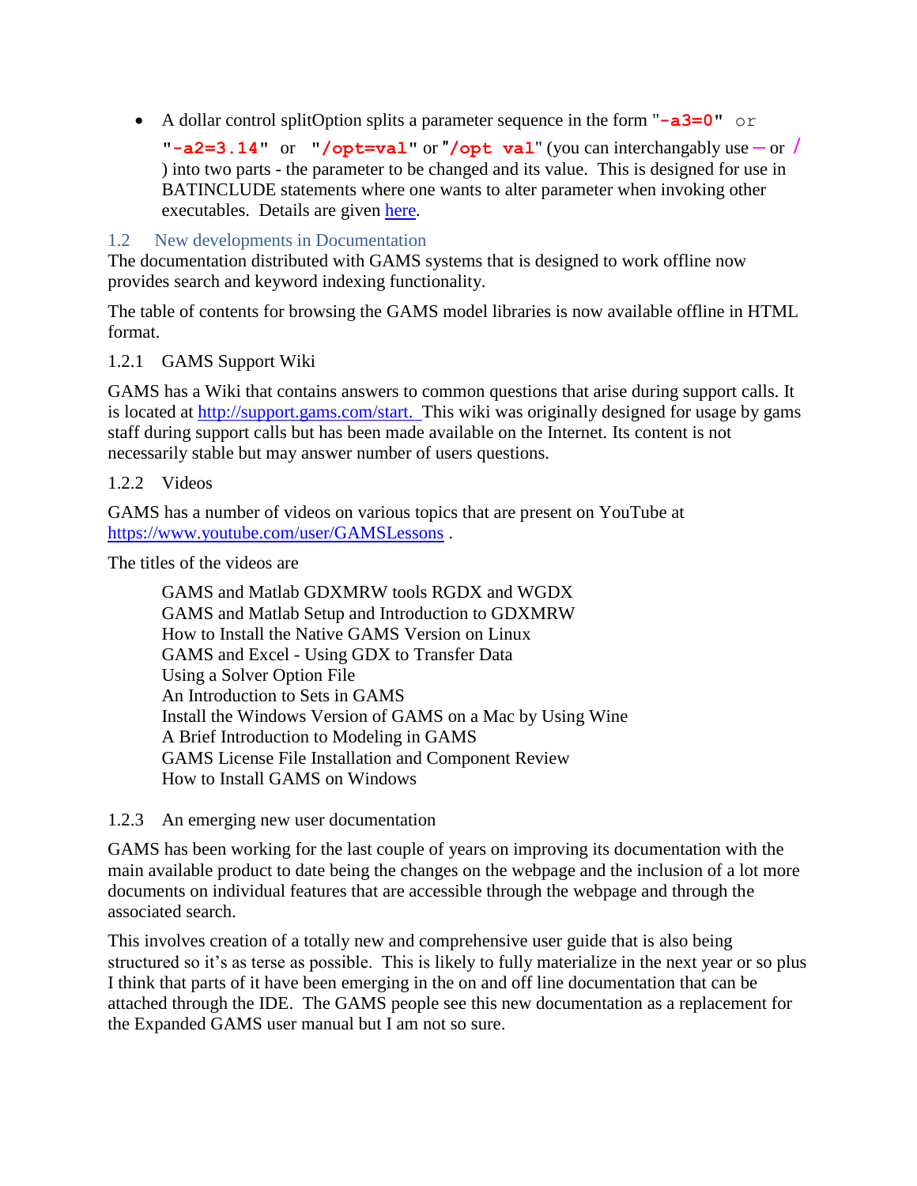- A dollar control splitOption splits a parameter sequence in the form "`-a3=0`" or "`-a2=3.14`" or "`/opt=val`" or "`/opt val`" (you can interchangably use `-` or `/`) into two parts - the parameter to be changed and its value. This is designed for use in BATINCLUDE statements where one wants to alter parameter when invoking other executables. Details are given [here](#).

## 1.2 New developments in Documentation

The documentation distributed with GAMS systems that is designed to work offline now provides search and keyword indexing functionality.

The table of contents for browsing the GAMS model libraries is now available offline in HTML format.

### 1.2.1 GAMS Support Wiki

GAMS has a Wiki that contains answers to common questions that arise during support calls. It is located at http://support.gams.com/start. This wiki was originally designed for usage by gams staff during support calls but has been made available on the Internet. Its content is not necessarily stable but may answer number of users questions.

### 1.2.2 Videos

GAMS has a number of videos on various topics that are present on YouTube at https://www.youtube.com/user/GAMSLessons .

The titles of the videos are

GAMS and Matlab GDXMRW tools RGDX and WGDX
GAMS and Matlab Setup and Introduction to GDXMRW
How to Install the Native GAMS Version on Linux
GAMS and Excel - Using GDX to Transfer Data
Using a Solver Option File
An Introduction to Sets in GAMS
Install the Windows Version of GAMS on a Mac by Using Wine
A Brief Introduction to Modeling in GAMS
GAMS License File Installation and Component Review
How to Install GAMS on Windows

### 1.2.3 An emerging new user documentation

GAMS has been working for the last couple of years on improving its documentation with the main available product to date being the changes on the webpage and the inclusion of a lot more documents on individual features that are accessible through the webpage and through the associated search.

This involves creation of a totally new and comprehensive user guide that is also being structured so it's as terse as possible. This is likely to fully materialize in the next year or so plus I think that parts of it have been emerging in the on and off line documentation that can be attached through the IDE. The GAMS people see this new documentation as a replacement for the Expanded GAMS user manual but I am not so sure.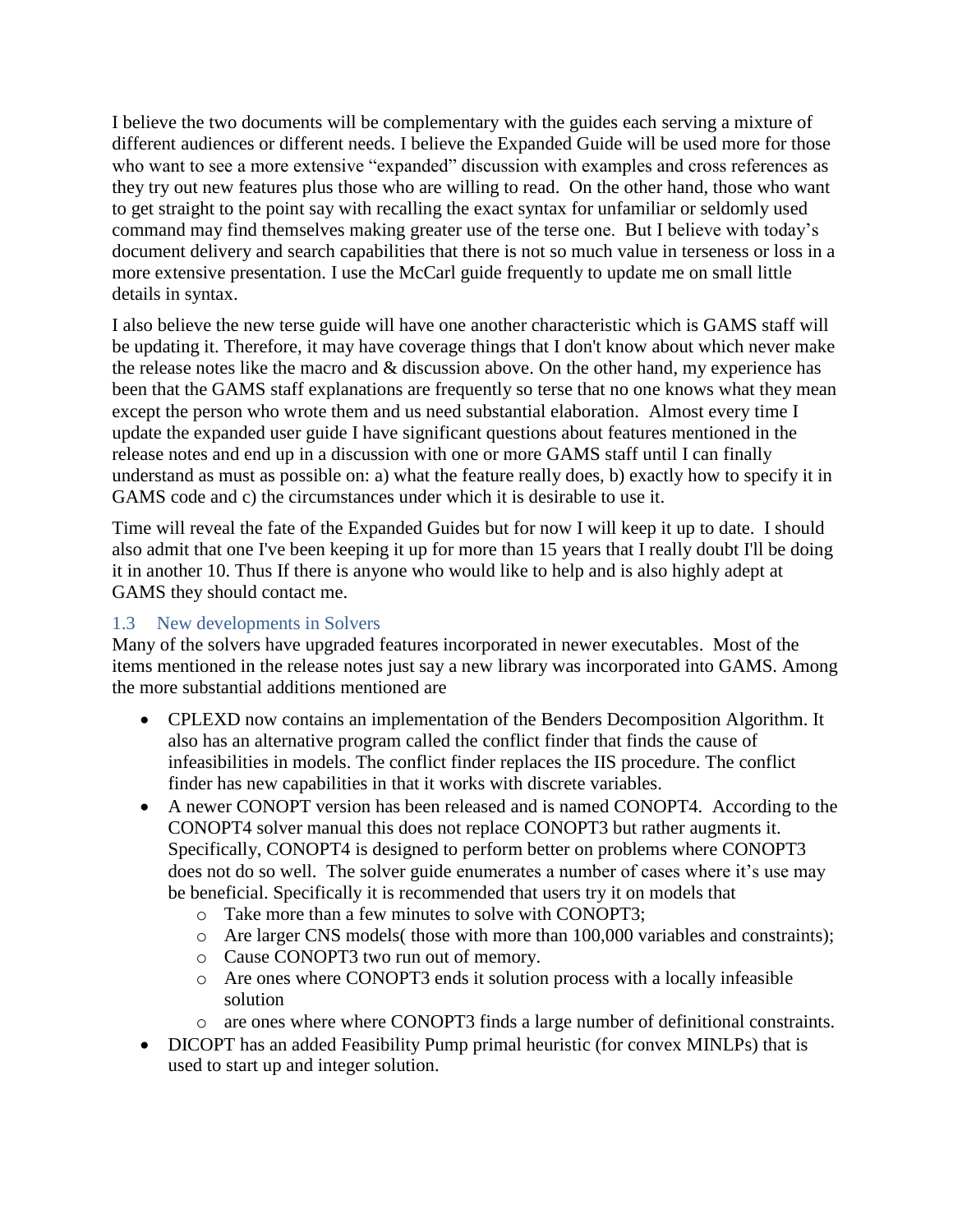I believe the two documents will be complementary with the guides each serving a mixture of different audiences or different needs. I believe the Expanded Guide will be used more for those who want to see a more extensive "expanded" discussion with examples and cross references as they try out new features plus those who are willing to read. On the other hand, those who want to get straight to the point say with recalling the exact syntax for unfamiliar or seldomly used command may find themselves making greater use of the terse one. But I believe with today's document delivery and search capabilities that there is not so much value in terseness or loss in a more extensive presentation. I use the McCarl guide frequently to update me on small little details in syntax.

I also believe the new terse guide will have one another characteristic which is GAMS staff will be updating it. Therefore, it may have coverage things that I don't know about which never make the release notes like the macro and & discussion above. On the other hand, my experience has been that the GAMS staff explanations are frequently so terse that no one knows what they mean except the person who wrote them and us need substantial elaboration. Almost every time I update the expanded user guide I have significant questions about features mentioned in the release notes and end up in a discussion with one or more GAMS staff until I can finally understand as must as possible on: a) what the feature really does, b) exactly how to specify it in GAMS code and c) the circumstances under which it is desirable to use it.

Time will reveal the fate of the Expanded Guides but for now I will keep it up to date. I should also admit that one I've been keeping it up for more than 15 years that I really doubt I'll be doing it in another 10. Thus If there is anyone who would like to help and is also highly adept at GAMS they should contact me.

## 1.3 New developments in Solvers

Many of the solvers have upgraded features incorporated in newer executables. Most of the items mentioned in the release notes just say a new library was incorporated into GAMS. Among the more substantial additions mentioned are

- CPLEXD now contains an implementation of the Benders Decomposition Algorithm. It also has an alternative program called the conflict finder that finds the cause of infeasibilities in models. The conflict finder replaces the IIS procedure. The conflict finder has new capabilities in that it works with discrete variables.
- A newer CONOPT version has been released and is named CONOPT4. According to the CONOPT4 solver manual this does not replace CONOPT3 but rather augments it. Specifically, CONOPT4 is designed to perform better on problems where CONOPT3 does not do so well. The solver guide enumerates a number of cases where it's use may be beneficial. Specifically it is recommended that users try it on models that
  - Take more than a few minutes to solve with CONOPT3;
  - Are larger CNS models( those with more than 100,000 variables and constraints);
  - Cause CONOPT3 two run out of memory.
  - Are ones where CONOPT3 ends it solution process with a locally infeasible solution
  - are ones where where CONOPT3 finds a large number of definitional constraints.
- DICOPT has an added Feasibility Pump primal heuristic (for convex MINLPs) that is used to start up and integer solution.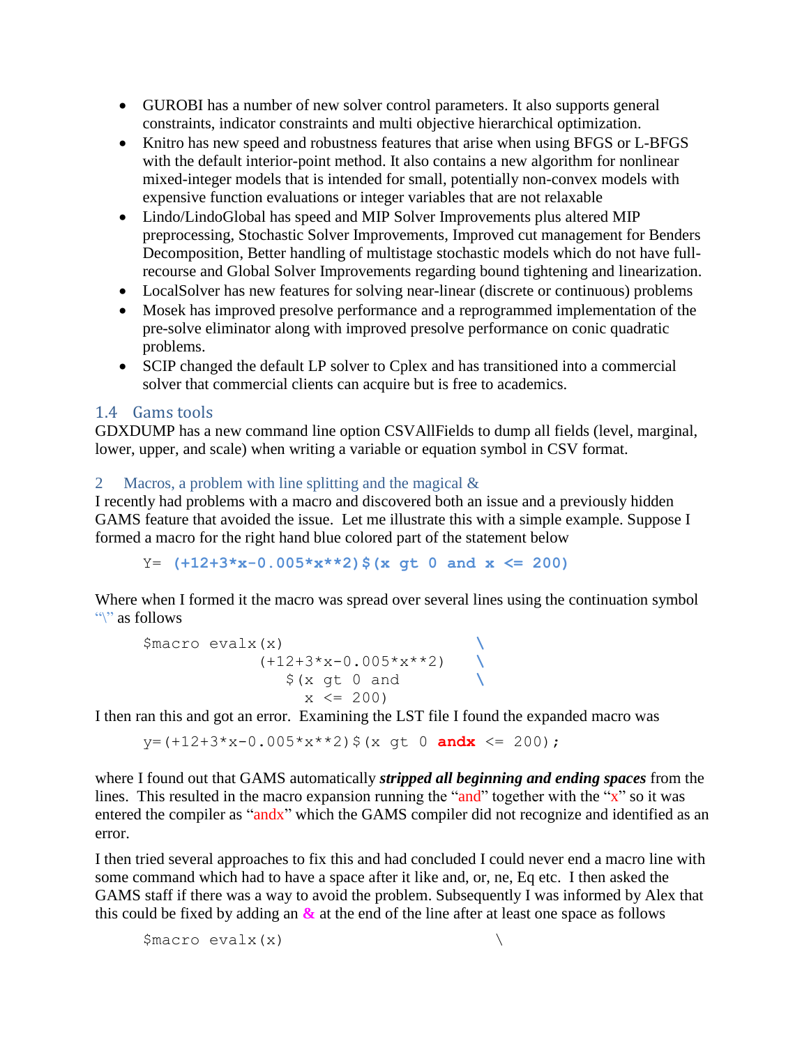- GUROBI has a number of new solver control parameters. It also supports general constraints, indicator constraints and multi objective hierarchical optimization.
- Knitro has new speed and robustness features that arise when using BFGS or L-BFGS with the default interior-point method. It also contains a new algorithm for nonlinear mixed-integer models that is intended for small, potentially non-convex models with expensive function evaluations or integer variables that are not relaxable
- Lindo/LindoGlobal has speed and MIP Solver Improvements plus altered MIP preprocessing, Stochastic Solver Improvements, Improved cut management for Benders Decomposition, Better handling of multistage stochastic models which do not have full-recourse and Global Solver Improvements regarding bound tightening and linearization.
- LocalSolver has new features for solving near-linear (discrete or continuous) problems
- Mosek has improved presolve performance and a reprogrammed implementation of the pre-solve eliminator along with improved presolve performance on conic quadratic problems.
- SCIP changed the default LP solver to Cplex and has transitioned into a commercial solver that commercial clients can acquire but is free to academics.

### 1.4 Gams tools

GDXDUMP has a new command line option CSVAllFields to dump all fields (level, marginal, lower, upper, and scale) when writing a variable or equation symbol in CSV format.

## 2 Macros, a problem with line splitting and the magical &

I recently had problems with a macro and discovered both an issue and a previously hidden GAMS feature that avoided the issue. Let me illustrate this with a simple example. Suppose I formed a macro for the right hand blue colored part of the statement below

```
Y= (+12+3*x-0.005*x**2)$(x gt 0 and x <= 200)
```

Where when I formed it the macro was spread over several lines using the continuation symbol "\" as follows

```
$macro evalx(x)                        \
            (+12+3*x-0.005*x**2)       \
               $(x gt 0 and            \
                 x <= 200)
```

I then ran this and got an error. Examining the LST file I found the expanded macro was

```
y=(+12+3*x-0.005*x**2)$(x gt 0 andx <= 200);
```

where I found out that GAMS automatically ***stripped all beginning and ending spaces*** from the lines. This resulted in the macro expansion running the "and" together with the "x" so it was entered the compiler as "andx" which the GAMS compiler did not recognize and identified as an error.

I then tried several approaches to fix this and had concluded I could never end a macro line with some command which had to have a space after it like and, or, ne, Eq etc. I then asked the GAMS staff if there was a way to avoid the problem. Subsequently I was informed by Alex that this could be fixed by adding an **&** at the end of the line after at least one space as follows

```
$macro evalx(x)                          \
```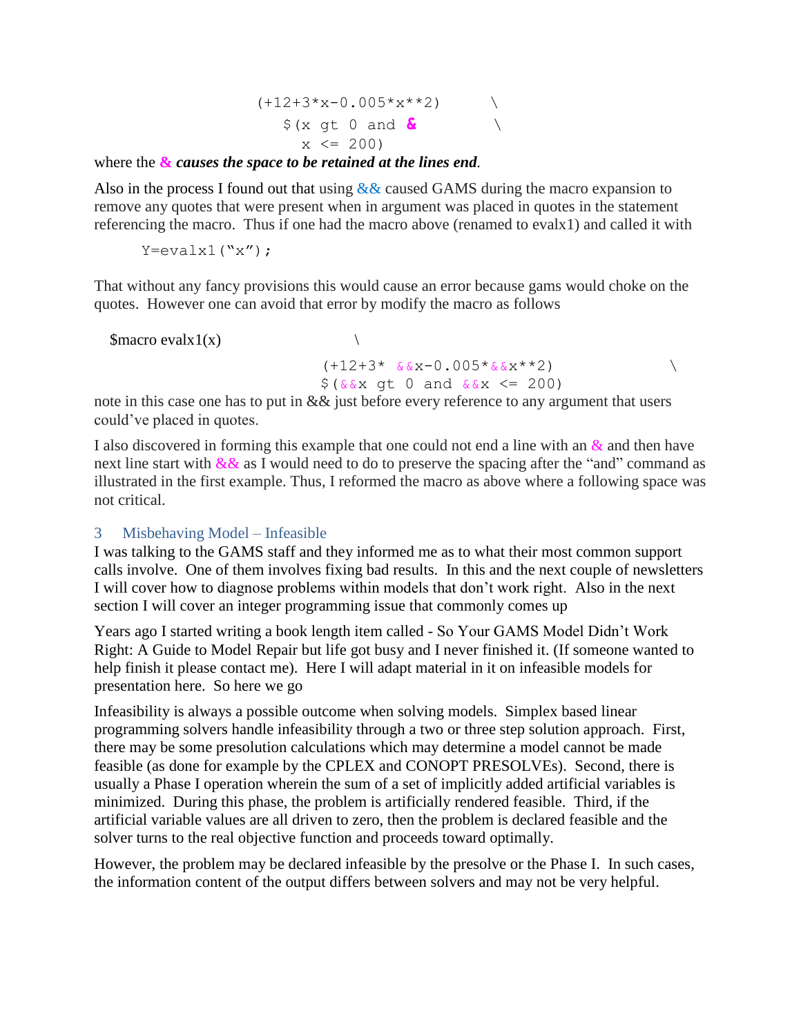```
                    (+12+3*x-0.005*x**2)       \
                       $(x gt 0 and &          \
                         x <= 200)
```

where the **&** ***causes the space to be retained at the lines end***.

Also in the process I found out that using && caused GAMS during the macro expansion to remove any quotes that were present when in argument was placed in quotes in the statement referencing the macro. Thus if one had the macro above (renamed to evalx1) and called it with

```
Y=evalx1("x");
```

That without any fancy provisions this would cause an error because gams would choke on the quotes. However one can avoid that error by modify the macro as follows

```
$macro evalx1(x)                    \
                    (+12+3* &&x-0.005*&&x**2)          \
                    $(&&x gt 0 and &&x <= 200)
```

note in this case one has to put in && just before every reference to any argument that users could've placed in quotes.

I also discovered in forming this example that one could not end a line with an & and then have next line start with && as I would need to do to preserve the spacing after the "and" command as illustrated in the first example. Thus, I reformed the macro as above where a following space was not critical.

## 3 Misbehaving Model – Infeasible

I was talking to the GAMS staff and they informed me as to what their most common support calls involve. One of them involves fixing bad results. In this and the next couple of newsletters I will cover how to diagnose problems within models that don't work right. Also in the next section I will cover an integer programming issue that commonly comes up

Years ago I started writing a book length item called - So Your GAMS Model Didn't Work Right: A Guide to Model Repair but life got busy and I never finished it. (If someone wanted to help finish it please contact me). Here I will adapt material in it on infeasible models for presentation here. So here we go

Infeasibility is always a possible outcome when solving models. Simplex based linear programming solvers handle infeasibility through a two or three step solution approach. First, there may be some presolution calculations which may determine a model cannot be made feasible (as done for example by the CPLEX and CONOPT PRESOLVEs). Second, there is usually a Phase I operation wherein the sum of a set of implicitly added artificial variables is minimized. During this phase, the problem is artificially rendered feasible. Third, if the artificial variable values are all driven to zero, then the problem is declared feasible and the solver turns to the real objective function and proceeds toward optimally.

However, the problem may be declared infeasible by the presolve or the Phase I. In such cases, the information content of the output differs between solvers and may not be very helpful.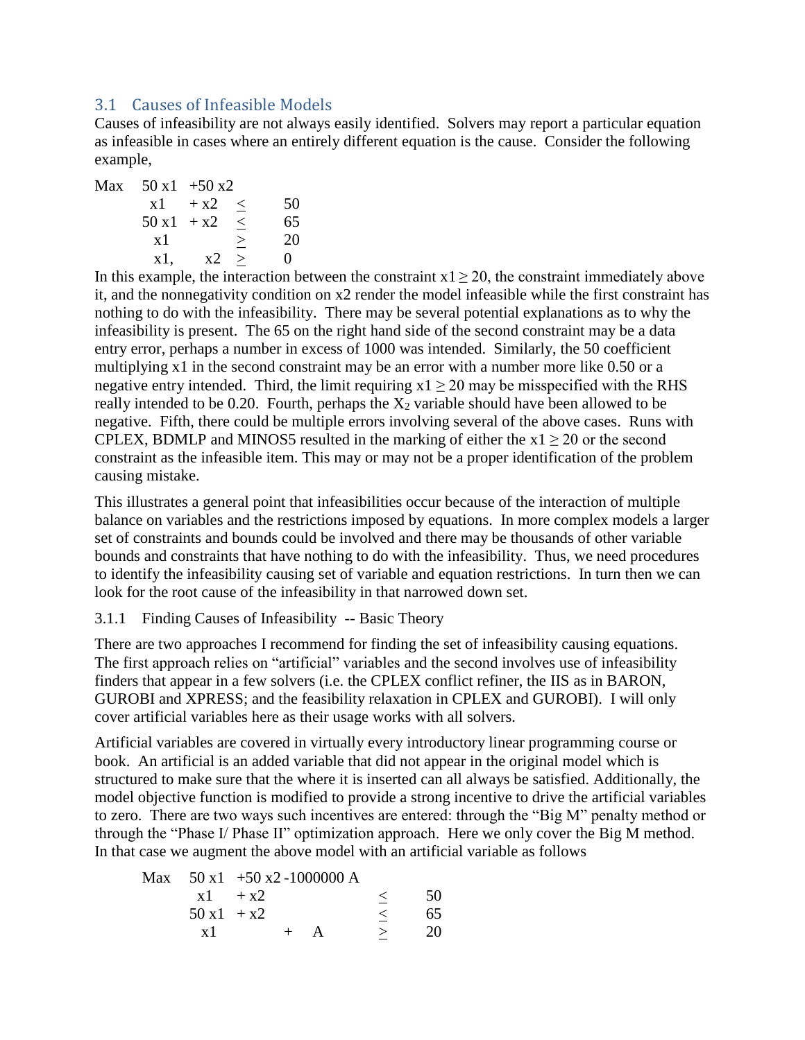## 3.1 Causes of Infeasible Models

Causes of infeasibility are not always easily identified. Solvers may report a particular equation as infeasible in cases where an entirely different equation is the cause. Consider the following example,

$$
\begin{array}{llcr}
\text{Max} & 50\,x1 + 50\,x2 & & \\
 & x1 + x2 & \leq & 50 \\
 & 50\,x1 + x2 & \leq & 65 \\
 & x1 & \geq & 20 \\
 & x1, \quad x2 & \geq & 0
\end{array}
$$

In this example, the interaction between the constraint $x1 \geq 20$, the constraint immediately above it, and the nonnegativity condition on x2 render the model infeasible while the first constraint has nothing to do with the infeasibility. There may be several potential explanations as to why the infeasibility is present. The 65 on the right hand side of the second constraint may be a data entry error, perhaps a number in excess of 1000 was intended. Similarly, the 50 coefficient multiplying x1 in the second constraint may be an error with a number more like 0.50 or a negative entry intended. Third, the limit requiring $x1 \geq 20$ may be misspecified with the RHS really intended to be 0.20. Fourth, perhaps the $X_2$ variable should have been allowed to be negative. Fifth, there could be multiple errors involving several of the above cases. Runs with CPLEX, BDMLP and MINOS5 resulted in the marking of either the $x1 \geq 20$ or the second constraint as the infeasible item. This may or may not be a proper identification of the problem causing mistake.

This illustrates a general point that infeasibilities occur because of the interaction of multiple balance on variables and the restrictions imposed by equations. In more complex models a larger set of constraints and bounds could be involved and there may be thousands of other variable bounds and constraints that have nothing to do with the infeasibility. Thus, we need procedures to identify the infeasibility causing set of variable and equation restrictions. In turn then we can look for the root cause of the infeasibility in that narrowed down set.

### 3.1.1 Finding Causes of Infeasibility -- Basic Theory

There are two approaches I recommend for finding the set of infeasibility causing equations. The first approach relies on "artificial" variables and the second involves use of infeasibility finders that appear in a few solvers (i.e. the CPLEX conflict refiner, the IIS as in BARON, GUROBI and XPRESS; and the feasibility relaxation in CPLEX and GUROBI). I will only cover artificial variables here as their usage works with all solvers.

Artificial variables are covered in virtually every introductory linear programming course or book. An artificial is an added variable that did not appear in the original model which is structured to make sure that the where it is inserted can all always be satisfied. Additionally, the model objective function is modified to provide a strong incentive to drive the artificial variables to zero. There are two ways such incentives are entered: through the "Big M" penalty method or through the "Phase I/ Phase II" optimization approach. Here we only cover the Big M method. In that case we augment the above model with an artificial variable as follows

$$
\begin{array}{llcr}
\text{Max} & 50\,x1 + 50\,x2 - 1000000\,A & & \\
 & x1 + x2 & \leq & 50 \\
 & 50\,x1 + x2 & \leq & 65 \\
 & x1 \qquad\quad + \; A & \geq & 20
\end{array}
$$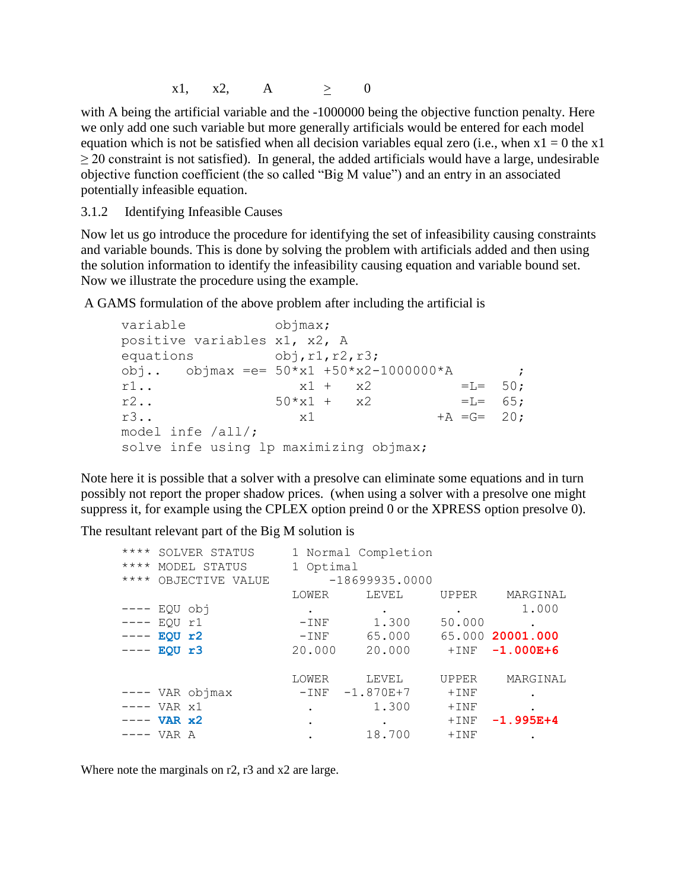$$x1, \quad x2, \quad A \quad \geq \quad 0$$

with A being the artificial variable and the -1000000 being the objective function penalty. Here we only add one such variable but more generally artificials would be entered for each model equation which is not be satisfied when all decision variables equal zero (i.e., when x1 = 0 the x1 ≥ 20 constraint is not satisfied). In general, the added artificials would have a large, undesirable objective function coefficient (the so called "Big M value") and an entry in an associated potentially infeasible equation.

### 3.1.2 Identifying Infeasible Causes

Now let us go introduce the procedure for identifying the set of infeasibility causing constraints and variable bounds. This is done by solving the problem with artificials added and then using the solution information to identify the infeasibility causing equation and variable bound set. Now we illustrate the procedure using the example.

A GAMS formulation of the above problem after including the artificial is

```
variable              objmax;
positive variables x1, x2, A
equations             obj,r1,r2,r3;
obj..   objmax =e= 50*x1 +50*x2-1000000*A        ;
r1..                  x1 +   x2          =L=  50;
r2..               50*x1 +   x2          =L=  65;
r3..                  x1              +A =G=  20;
model infe /all/;
solve infe using lp maximizing objmax;
```

Note here it is possible that a solver with a presolve can eliminate some equations and in turn possibly not report the proper shadow prices. (when using a solver with a presolve one might suppress it, for example using the CPLEX option preind 0 or the XPRESS option presolve 0).

The resultant relevant part of the Big M solution is

```
**** SOLVER STATUS     1 Normal Completion
**** MODEL STATUS      1 Optimal
**** OBJECTIVE VALUE        -18699935.0000
                       LOWER     LEVEL     UPPER    MARGINAL
---- EQU obj             .         .         .        1.000
---- EQU r1            -INF      1.300    50.000       .
---- EQU r2            -INF     65.000    65.000 20001.000
---- EQU r3           20.000    20.000     +INF   -1.000E+6

                       LOWER     LEVEL     UPPER    MARGINAL
---- VAR objmax        -INF   -1.870E+7    +INF       .
---- VAR x1              .       1.300     +INF       .
---- VAR x2              .         .       +INF   -1.995E+4
---- VAR A               .      18.700     +INF       .
```

Where note the marginals on r2, r3 and x2 are large.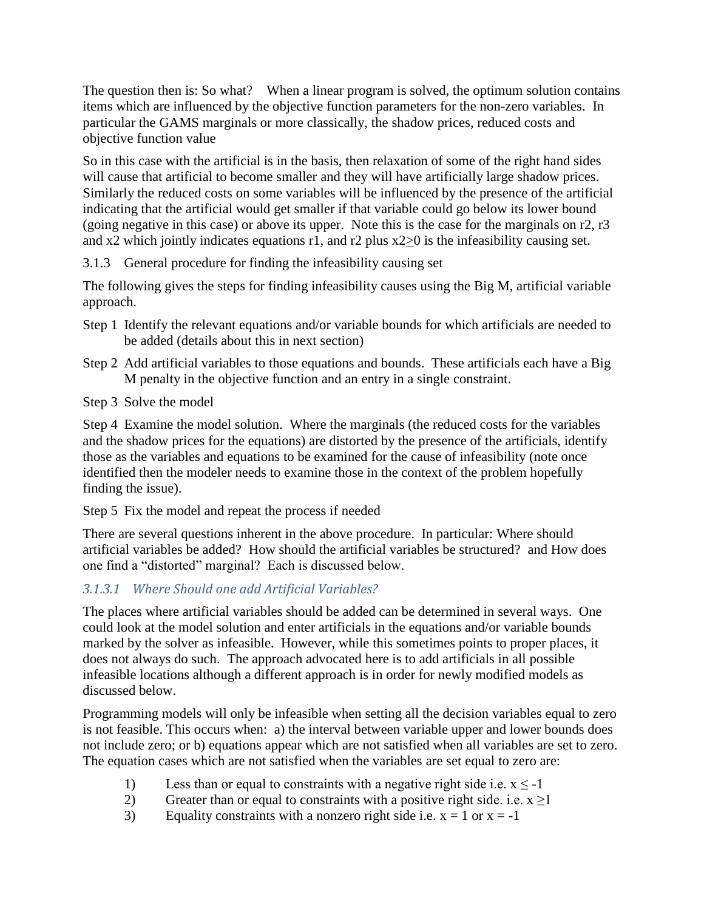The question then is: So what? When a linear program is solved, the optimum solution contains items which are influenced by the objective function parameters for the non-zero variables. In particular the GAMS marginals or more classically, the shadow prices, reduced costs and objective function value

So in this case with the artificial is in the basis, then relaxation of some of the right hand sides will cause that artificial to become smaller and they will have artificially large shadow prices. Similarly the reduced costs on some variables will be influenced by the presence of the artificial indicating that the artificial would get smaller if that variable could go below its lower bound (going negative in this case) or above its upper. Note this is the case for the marginals on r2, r3 and x2 which jointly indicates equations r1, and r2 plus $x2 \geq 0$ is the infeasibility causing set.

### 3.1.3 General procedure for finding the infeasibility causing set

The following gives the steps for finding infeasibility causes using the Big M, artificial variable approach.

Step 1 Identify the relevant equations and/or variable bounds for which artificials are needed to be added (details about this in next section)

Step 2 Add artificial variables to those equations and bounds. These artificials each have a Big M penalty in the objective function and an entry in a single constraint.

Step 3 Solve the model

Step 4 Examine the model solution. Where the marginals (the reduced costs for the variables and the shadow prices for the equations) are distorted by the presence of the artificials, identify those as the variables and equations to be examined for the cause of infeasibility (note once identified then the modeler needs to examine those in the context of the problem hopefully finding the issue).

Step 5 Fix the model and repeat the process if needed

There are several questions inherent in the above procedure. In particular: Where should artificial variables be added? How should the artificial variables be structured? and How does one find a "distorted" marginal? Each is discussed below.

#### *3.1.3.1 Where Should one add Artificial Variables?*

The places where artificial variables should be added can be determined in several ways. One could look at the model solution and enter artificials in the equations and/or variable bounds marked by the solver as infeasible. However, while this sometimes points to proper places, it does not always do such. The approach advocated here is to add artificials in all possible infeasible locations although a different approach is in order for newly modified models as discussed below.

Programming models will only be infeasible when setting all the decision variables equal to zero is not feasible. This occurs when: a) the interval between variable upper and lower bounds does not include zero; or b) equations appear which are not satisfied when all variables are set to zero. The equation cases which are not satisfied when the variables are set equal to zero are:

1) Less than or equal to constraints with a negative right side i.e. $x \leq -1$
2) Greater than or equal to constraints with a positive right side. i.e. $x \geq 1$
3) Equality constraints with a nonzero right side i.e. $x = 1$ or $x = -1$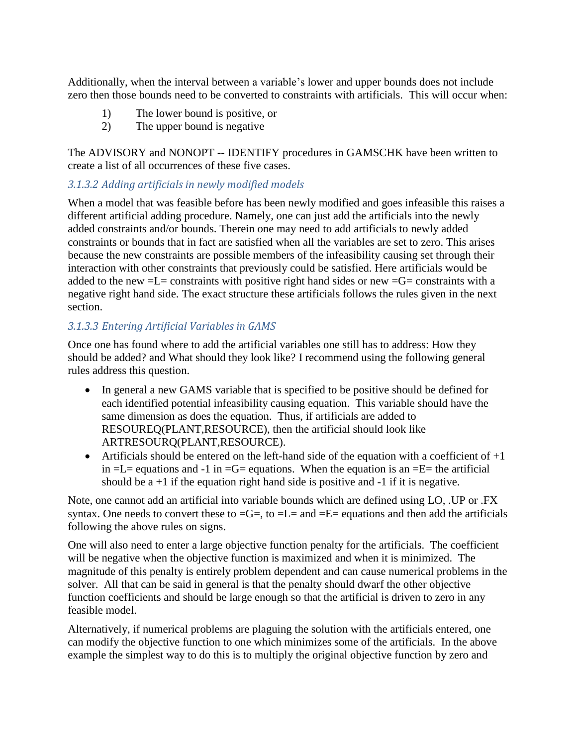Additionally, when the interval between a variable's lower and upper bounds does not include zero then those bounds need to be converted to constraints with artificials. This will occur when:

1) The lower bound is positive, or
2) The upper bound is negative

The ADVISORY and NONOPT -- IDENTIFY procedures in GAMSCHK have been written to create a list of all occurrences of these five cases.

### *3.1.3.2 Adding artificials in newly modified models*

When a model that was feasible before has been newly modified and goes infeasible this raises a different artificial adding procedure. Namely, one can just add the artificials into the newly added constraints and/or bounds. Therein one may need to add artificials to newly added constraints or bounds that in fact are satisfied when all the variables are set to zero. This arises because the new constraints are possible members of the infeasibility causing set through their interaction with other constraints that previously could be satisfied. Here artificials would be added to the new =L= constraints with positive right hand sides or new =G= constraints with a negative right hand side. The exact structure these artificials follows the rules given in the next section.

### *3.1.3.3 Entering Artificial Variables in GAMS*

Once one has found where to add the artificial variables one still has to address: How they should be added? and What should they look like? I recommend using the following general rules address this question.

- In general a new GAMS variable that is specified to be positive should be defined for each identified potential infeasibility causing equation. This variable should have the same dimension as does the equation. Thus, if artificials are added to RESOUREQ(PLANT,RESOURCE), then the artificial should look like ARTRESOURQ(PLANT,RESOURCE).
- Artificials should be entered on the left-hand side of the equation with a coefficient of +1 in =L= equations and -1 in =G= equations. When the equation is an =E= the artificial should be a +1 if the equation right hand side is positive and -1 if it is negative.

Note, one cannot add an artificial into variable bounds which are defined using LO, .UP or .FX syntax. One needs to convert these to =G=, to =L= and =E= equations and then add the artificials following the above rules on signs.

One will also need to enter a large objective function penalty for the artificials. The coefficient will be negative when the objective function is maximized and when it is minimized. The magnitude of this penalty is entirely problem dependent and can cause numerical problems in the solver. All that can be said in general is that the penalty should dwarf the other objective function coefficients and should be large enough so that the artificial is driven to zero in any feasible model.

Alternatively, if numerical problems are plaguing the solution with the artificials entered, one can modify the objective function to one which minimizes some of the artificials. In the above example the simplest way to do this is to multiply the original objective function by zero and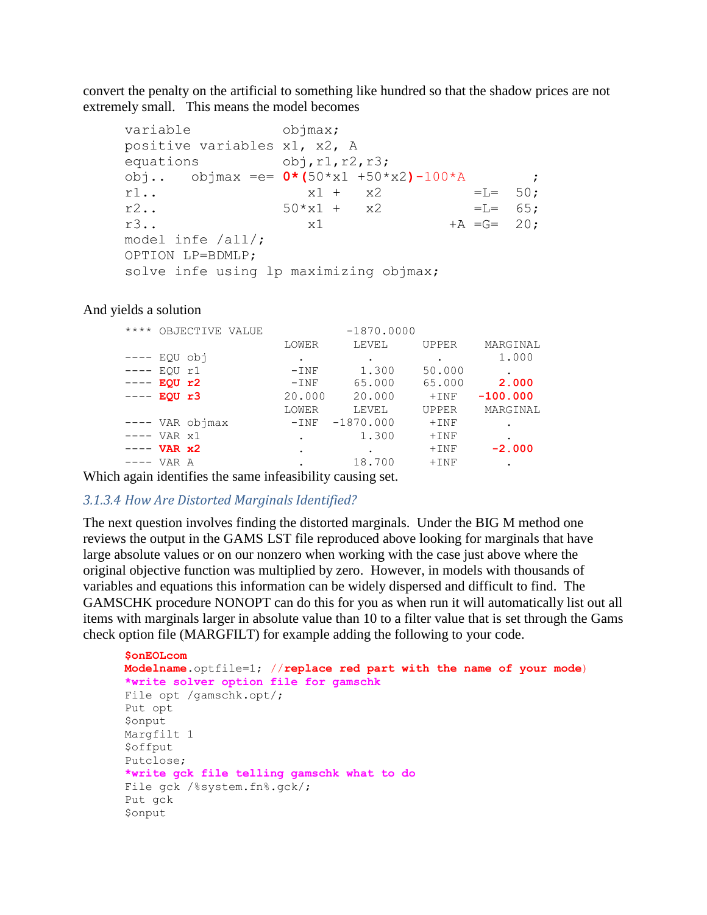convert the penalty on the artificial to something like hundred so that the shadow prices are not extremely small. This means the model becomes

```
variable           objmax;
positive variables x1, x2, A
equations          obj,r1,r2,r3;
obj..   objmax =e= 0*(50*x1 +50*x2)-100*A        ;
r1..                  x1 +   x2           =L=  50;
r2..               50*x1 +   x2           =L=  65;
r3..                  x1               +A =G=  20;
model infe /all/;
OPTION LP=BDMLP;
solve infe using lp maximizing objmax;
```

And yields a solution

```
**** OBJECTIVE VALUE            -1870.0000
                          LOWER     LEVEL     UPPER    MARGINAL
---- EQU obj               .         .         .        1.000
---- EQU r1              -INF       1.300    50.000      .
---- EQU r2              -INF      65.000    65.000     2.000
---- EQU r3              20.000    20.000     +INF   -100.000
                          LOWER     LEVEL     UPPER    MARGINAL
---- VAR objmax          -INF   -1870.000     +INF       .
---- VAR x1                .        1.300     +INF       .
---- VAR x2                .         .        +INF     -2.000
---- VAR A                 .       18.700     +INF       .
```

Which again identifies the same infeasibility causing set.

### *3.1.3.4 How Are Distorted Marginals Identified?*

The next question involves finding the distorted marginals. Under the BIG M method one reviews the output in the GAMS LST file reproduced above looking for marginals that have large absolute values or on our nonzero when working with the case just above where the original objective function was multiplied by zero. However, in models with thousands of variables and equations this information can be widely dispersed and difficult to find. The GAMSCHK procedure NONOPT can do this for you as when run it will automatically list out all items with marginals larger in absolute value than 10 to a filter value that is set through the Gams check option file (MARGFILT) for example adding the following to your code.

```
$onEOLcom
Modelname.optfile=1; //replace red part with the name of your mode)
*write solver option file for gamschk
File opt /gamschk.opt/;
Put opt
$onput
Margfilt 1
$offput
Putclose;
*write gck file telling gamschk what to do
File gck /%system.fn%.gck/;
Put gck
$onput
```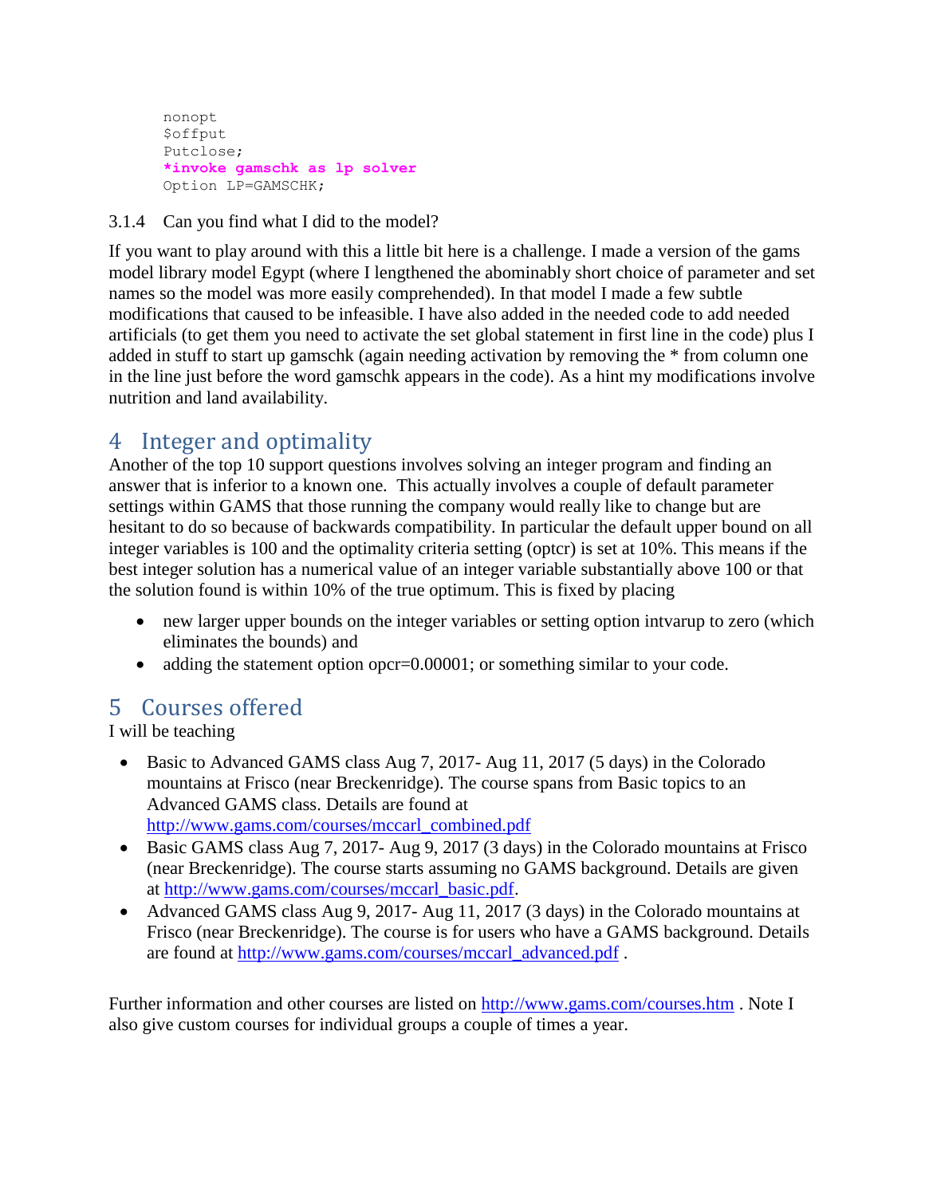```
nonopt
$offput
Putclose;
*invoke gamschk as lp solver
Option LP=GAMSCHK;
```

### 3.1.4 Can you find what I did to the model?

If you want to play around with this a little bit here is a challenge. I made a version of the gams model library model Egypt (where I lengthened the abominably short choice of parameter and set names so the model was more easily comprehended). In that model I made a few subtle modifications that caused to be infeasible. I have also added in the needed code to add needed artificials (to get them you need to activate the set global statement in first line in the code) plus I added in stuff to start up gamschk (again needing activation by removing the * from column one in the line just before the word gamschk appears in the code). As a hint my modifications involve nutrition and land availability.

# 4 Integer and optimality

Another of the top 10 support questions involves solving an integer program and finding an answer that is inferior to a known one. This actually involves a couple of default parameter settings within GAMS that those running the company would really like to change but are hesitant to do so because of backwards compatibility. In particular the default upper bound on all integer variables is 100 and the optimality criteria setting (optcr) is set at 10%. This means if the best integer solution has a numerical value of an integer variable substantially above 100 or that the solution found is within 10% of the true optimum. This is fixed by placing

- new larger upper bounds on the integer variables or setting option intvarup to zero (which eliminates the bounds) and
- adding the statement option opcr=0.00001; or something similar to your code.

# 5 Courses offered

I will be teaching

- Basic to Advanced GAMS class Aug 7, 2017- Aug 11, 2017 (5 days) in the Colorado mountains at Frisco (near Breckenridge). The course spans from Basic topics to an Advanced GAMS class. Details are found at http://www.gams.com/courses/mccarl_combined.pdf
- Basic GAMS class Aug 7, 2017- Aug 9, 2017 (3 days) in the Colorado mountains at Frisco (near Breckenridge). The course starts assuming no GAMS background. Details are given at http://www.gams.com/courses/mccarl_basic.pdf.
- Advanced GAMS class Aug 9, 2017- Aug 11, 2017 (3 days) in the Colorado mountains at Frisco (near Breckenridge). The course is for users who have a GAMS background. Details are found at http://www.gams.com/courses/mccarl_advanced.pdf .

Further information and other courses are listed on http://www.gams.com/courses.htm . Note I also give custom courses for individual groups a couple of times a year.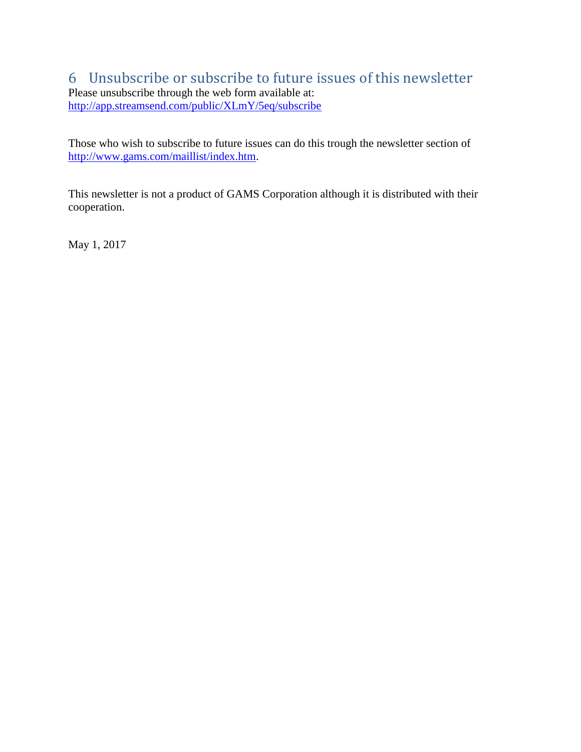## 6 Unsubscribe or subscribe to future issues of this newsletter

Please unsubscribe through the web form available at:
http://app.streamsend.com/public/XLmY/5eq/subscribe

Those who wish to subscribe to future issues can do this trough the newsletter section of http://www.gams.com/maillist/index.htm.

This newsletter is not a product of GAMS Corporation although it is distributed with their cooperation.

May 1, 2017